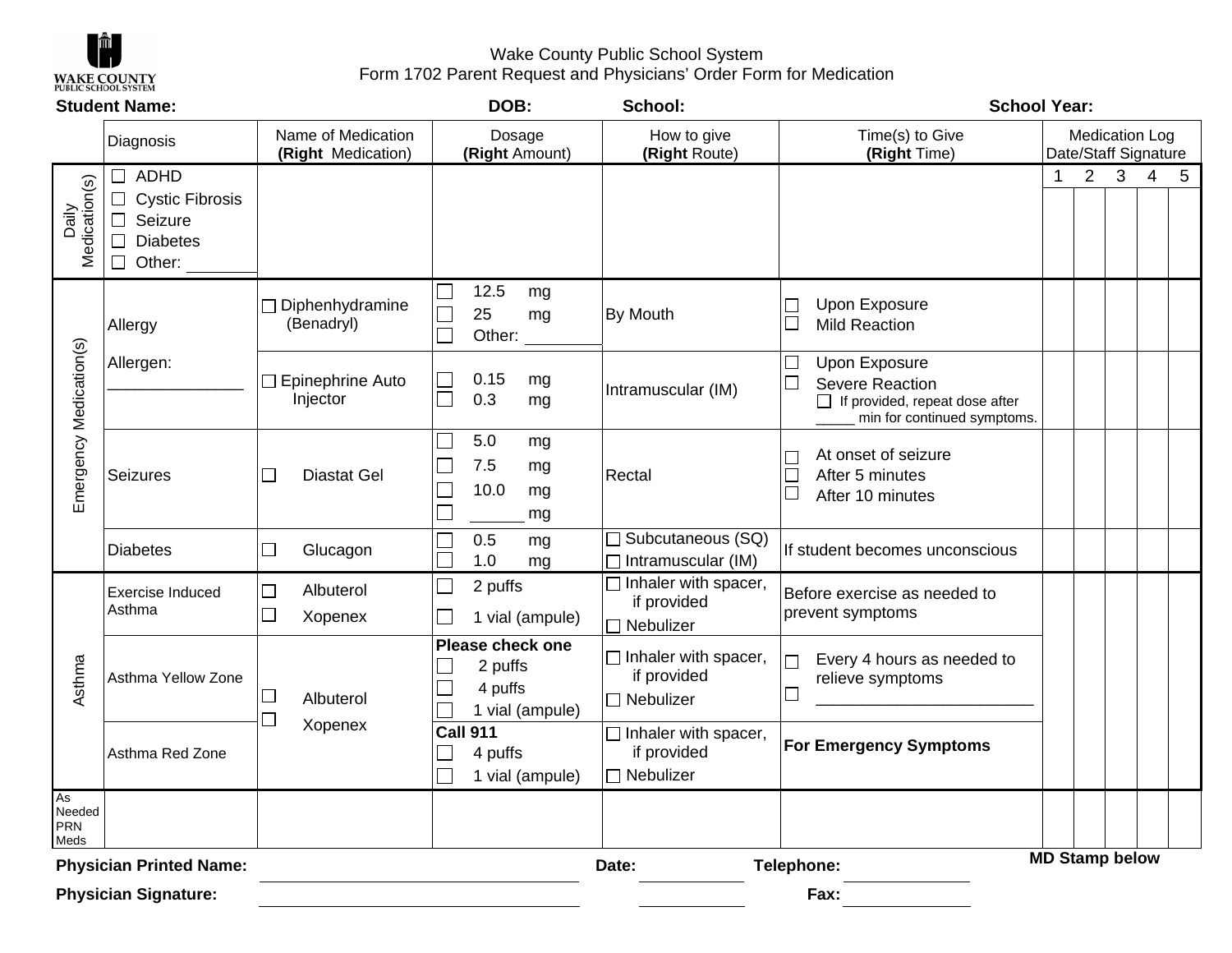Wake County Public School System

Form 1702 Parent Request and Physicians' Order Form for Medication

**Student Name:** **DOB:** **School:** **School Year:**

| | Diagnosis | Name of Medication **(Right** Medication) | Dosage **(Right** Amount) | How to give **(Right** Route) | Time(s) to Give **(Right** Time) | Medication Log Date/Staff Signature | | | | |
|---|---|---|---|---|---|---|---|---|---|---|
| | | | | | | 1 | 2 | 3 | 4 | 5 |
| Daily Medication(s) | ☐ ADHD<br>☐ Cystic Fibrosis<br>☐ Seizure<br>☐ Diabetes<br>☐ Other: _______ | | | | | | | | | |
| Emergency Medication(s) | Allergy<br><br>Allergen: _______________ | ☐ Diphenhydramine (Benadryl) | ☐ 12.5 mg<br>☐ 25 mg<br>☐ Other: ________ | By Mouth | ☐ Upon Exposure<br>☐ Mild Reaction | | | | | |
| | | ☐ Epinephrine Auto Injector | ☐ 0.15 mg<br>☐ 0.3 mg | Intramuscular (IM) | ☐ Upon Exposure<br>☐ Severe Reaction<br>☐ If provided, repeat dose after _____ min for continued symptoms. | | | | | |
| | Seizures | ☐ Diastat Gel | ☐ 5.0 mg<br>☐ 7.5 mg<br>☐ 10.0 mg<br>☐ ______ mg | Rectal | ☐ At onset of seizure<br>☐ After 5 minutes<br>☐ After 10 minutes | | | | | |
| | Diabetes | ☐ Glucagon | ☐ 0.5 mg<br>☐ 1.0 mg | ☐ Subcutaneous (SQ)<br>☐ Intramuscular (IM) | If student becomes unconscious | | | | | |
| Asthma | Exercise Induced Asthma | ☐ Albuterol<br>☐ Xopenex | ☐ 2 puffs<br>☐ 1 vial (ampule) | ☐ Inhaler with spacer, if provided<br>☐ Nebulizer | Before exercise as needed to prevent symptoms | | | | | |
| | Asthma Yellow Zone | ☐ Albuterol<br>☐ Xopenex | **Please check one**<br>☐ 2 puffs<br>☐ 4 puffs<br>☐ 1 vial (ampule) | ☐ Inhaler with spacer, if provided<br>☐ Nebulizer | ☐ Every 4 hours as needed to relieve symptoms<br>☐ ________________________ | | | | | |
| | Asthma Red Zone | | **Call 911**<br>☐ 4 puffs<br>☐ 1 vial (ampule) | ☐ Inhaler with spacer, if provided<br>☐ Nebulizer | **For Emergency Symptoms** | | | | | |
| As Needed PRN Meds | | | | | | | | | | |

**Physician Printed Name:** ______________________ **Date:** __________ **Telephone:** __________ **MD Stamp below**

**Physician Signature:** ______________________ __________ **Fax:** __________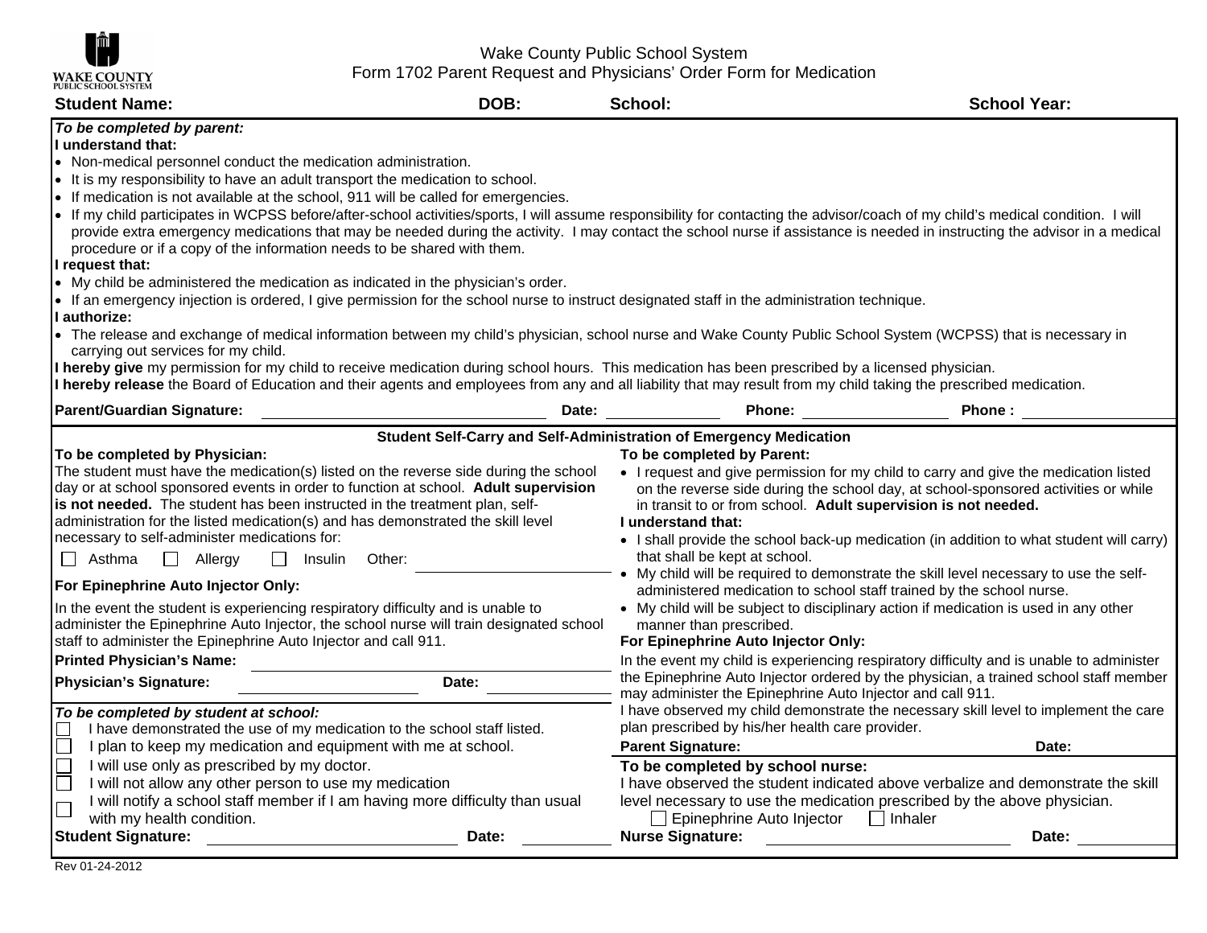# Wake County Public School System
## Form 1702 Parent Request and Physicians' Order Form for Medication

**Student Name:** **DOB:** **School:** **School Year:**

***To be completed by parent:***

**I understand that:**

- Non-medical personnel conduct the medication administration.
- It is my responsibility to have an adult transport the medication to school.
- If medication is not available at the school, 911 will be called for emergencies.
- If my child participates in WCPSS before/after-school activities/sports, I will assume responsibility for contacting the advisor/coach of my child's medical condition. I will provide extra emergency medications that may be needed during the activity. I may contact the school nurse if assistance is needed in instructing the advisor in a medical procedure or if a copy of the information needs to be shared with them.

**I request that:**

- My child be administered the medication as indicated in the physician's order.
- If an emergency injection is ordered, I give permission for the school nurse to instruct designated staff in the administration technique.

**I authorize:**

- The release and exchange of medical information between my child's physician, school nurse and Wake County Public School System (WCPSS) that is necessary in carrying out services for my child.

**I hereby give** my permission for my child to receive medication during school hours. This medication has been prescribed by a licensed physician.

**I hereby release** the Board of Education and their agents and employees from any and all liability that may result from my child taking the prescribed medication.

**Parent/Guardian Signature:** ____________________ **Date:** __________ **Phone:** __________ **Phone :** __________

### Student Self-Carry and Self-Administration of Emergency Medication

**To be completed by Physician:**

The student must have the medication(s) listed on the reverse side during the school day or at school sponsored events in order to function at school. **Adult supervision is not needed.** The student has been instructed in the treatment plan, self-administration for the listed medication(s) and has demonstrated the skill level necessary to self-administer medications for:

☐ Asthma ☐ Allergy ☐ Insulin Other: __________

**For Epinephrine Auto Injector Only:**

In the event the student is experiencing respiratory difficulty and is unable to administer the Epinephrine Auto Injector, the school nurse will train designated school staff to administer the Epinephrine Auto Injector and call 911.

**Printed Physician's Name:** ____________________

**Physician's Signature:** ____________________ **Date:** __________

***To be completed by student at school:***

- ☐ I have demonstrated the use of my medication to the school staff listed.
- ☐ I plan to keep my medication and equipment with me at school.
- ☐ I will use only as prescribed by my doctor.
- ☐ I will not allow any other person to use my medication
- ☐ I will notify a school staff member if I am having more difficulty than usual with my health condition.

**Student Signature:** ____________________ **Date:** __________

**To be completed by Parent:**

- I request and give permission for my child to carry and give the medication listed on the reverse side during the school day, at school-sponsored activities or while in transit to or from school. **Adult supervision is not needed.**

**I understand that:**

- I shall provide the school back-up medication (in addition to what student will carry) that shall be kept at school.
- My child will be required to demonstrate the skill level necessary to use the self-administered medication to school staff trained by the school nurse.
- My child will be subject to disciplinary action if medication is used in any other manner than prescribed.

**For Epinephrine Auto Injector Only:**

In the event my child is experiencing respiratory difficulty and is unable to administer the Epinephrine Auto Injector ordered by the physician, a trained school staff member may administer the Epinephrine Auto Injector and call 911.

I have observed my child demonstrate the necessary skill level to implement the care plan prescribed by his/her health care provider.

**Parent Signature:** **Date:**

**To be completed by school nurse:**

I have observed the student indicated above verbalize and demonstrate the skill level necessary to use the medication prescribed by the above physician.

☐ Epinephrine Auto Injector ☐ Inhaler

**Nurse Signature:** ____________________ **Date:** __________

Rev 01-24-2012